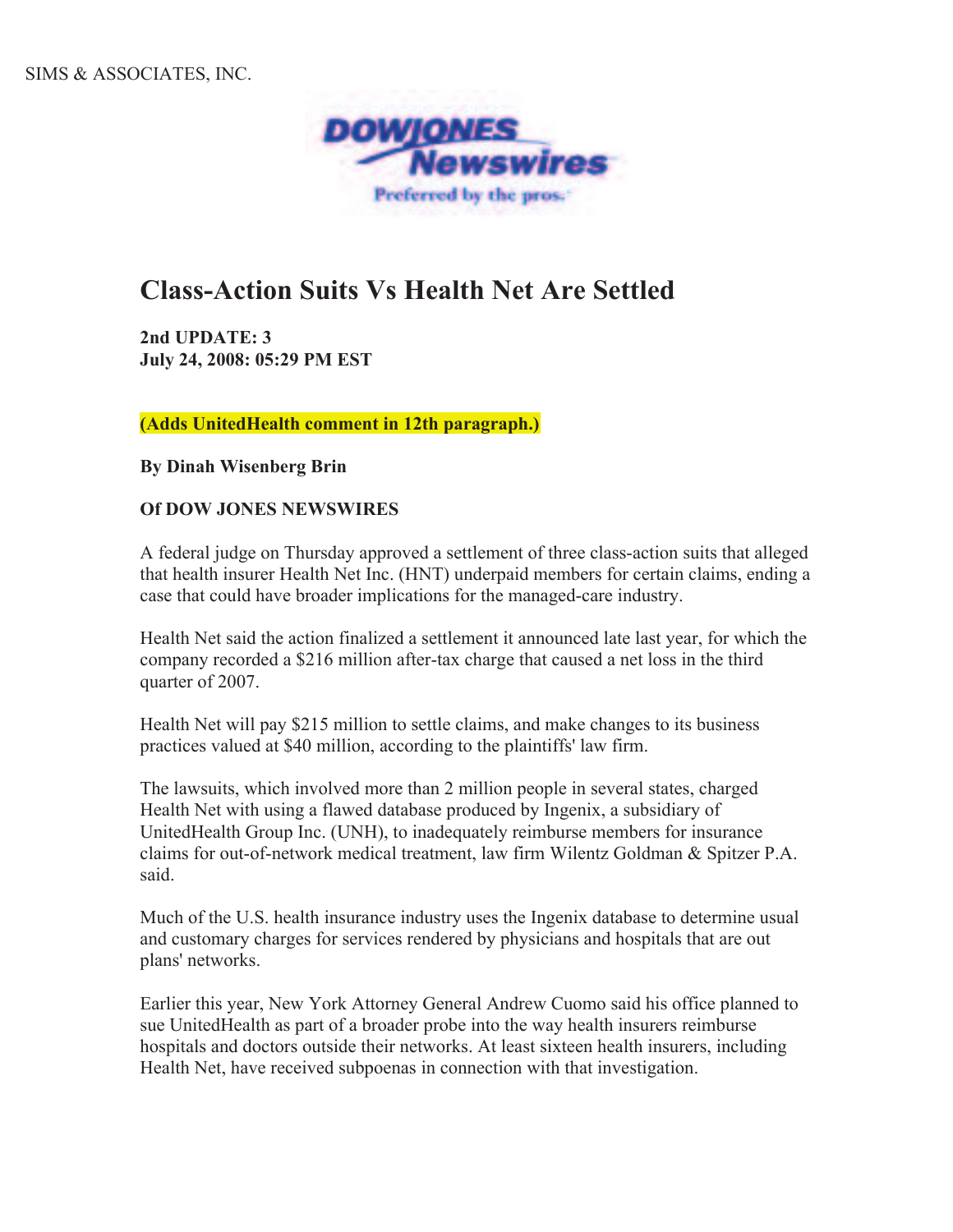SIMS & ASSOCIATES, INC.

DOWJONES Newswires

Preferred by the pros.

# Class-Action Suits Vs Health Net Are Settled

**2nd UPDATE: 3**
**July 24, 2008: 05:29 PM EST**

**(Adds UnitedHealth comment in 12th paragraph.)**

**By Dinah Wisenberg Brin**

**Of DOW JONES NEWSWIRES**

A federal judge on Thursday approved a settlement of three class-action suits that alleged that health insurer Health Net Inc. (HNT) underpaid members for certain claims, ending a case that could have broader implications for the managed-care industry.

Health Net said the action finalized a settlement it announced late last year, for which the company recorded a $216 million after-tax charge that caused a net loss in the third quarter of 2007.

Health Net will pay $215 million to settle claims, and make changes to its business practices valued at $40 million, according to the plaintiffs' law firm.

The lawsuits, which involved more than 2 million people in several states, charged Health Net with using a flawed database produced by Ingenix, a subsidiary of UnitedHealth Group Inc. (UNH), to inadequately reimburse members for insurance claims for out-of-network medical treatment, law firm Wilentz Goldman & Spitzer P.A. said.

Much of the U.S. health insurance industry uses the Ingenix database to determine usual and customary charges for services rendered by physicians and hospitals that are out plans' networks.

Earlier this year, New York Attorney General Andrew Cuomo said his office planned to sue UnitedHealth as part of a broader probe into the way health insurers reimburse hospitals and doctors outside their networks. At least sixteen health insurers, including Health Net, have received subpoenas in connection with that investigation.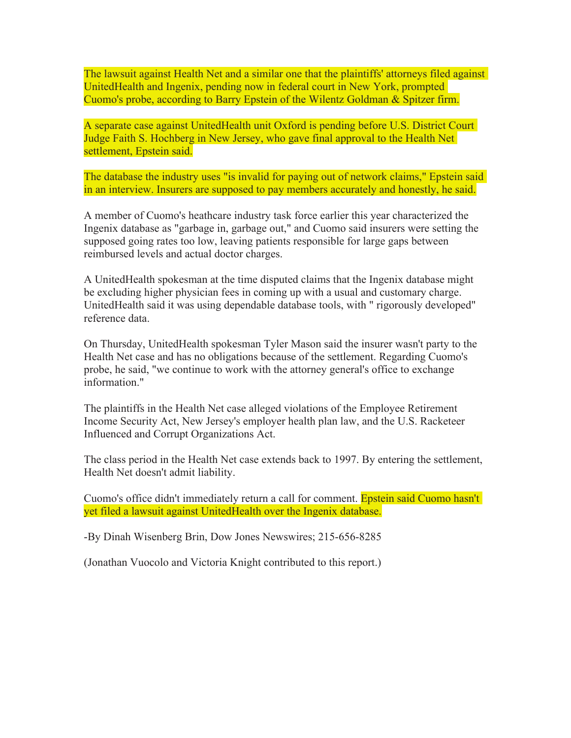The lawsuit against Health Net and a similar one that the plaintiffs' attorneys filed against UnitedHealth and Ingenix, pending now in federal court in New York, prompted Cuomo's probe, according to Barry Epstein of the Wilentz Goldman & Spitzer firm.

A separate case against UnitedHealth unit Oxford is pending before U.S. District Court Judge Faith S. Hochberg in New Jersey, who gave final approval to the Health Net settlement, Epstein said.

The database the industry uses "is invalid for paying out of network claims," Epstein said in an interview. Insurers are supposed to pay members accurately and honestly, he said.

A member of Cuomo's heathcare industry task force earlier this year characterized the Ingenix database as "garbage in, garbage out," and Cuomo said insurers were setting the supposed going rates too low, leaving patients responsible for large gaps between reimbursed levels and actual doctor charges.

A UnitedHealth spokesman at the time disputed claims that the Ingenix database might be excluding higher physician fees in coming up with a usual and customary charge. UnitedHealth said it was using dependable database tools, with " rigorously developed" reference data.

On Thursday, UnitedHealth spokesman Tyler Mason said the insurer wasn't party to the Health Net case and has no obligations because of the settlement. Regarding Cuomo's probe, he said, "we continue to work with the attorney general's office to exchange information."

The plaintiffs in the Health Net case alleged violations of the Employee Retirement Income Security Act, New Jersey's employer health plan law, and the U.S. Racketeer Influenced and Corrupt Organizations Act.

The class period in the Health Net case extends back to 1997. By entering the settlement, Health Net doesn't admit liability.

Cuomo's office didn't immediately return a call for comment. Epstein said Cuomo hasn't yet filed a lawsuit against UnitedHealth over the Ingenix database.

-By Dinah Wisenberg Brin, Dow Jones Newswires; 215-656-8285

(Jonathan Vuocolo and Victoria Knight contributed to this report.)